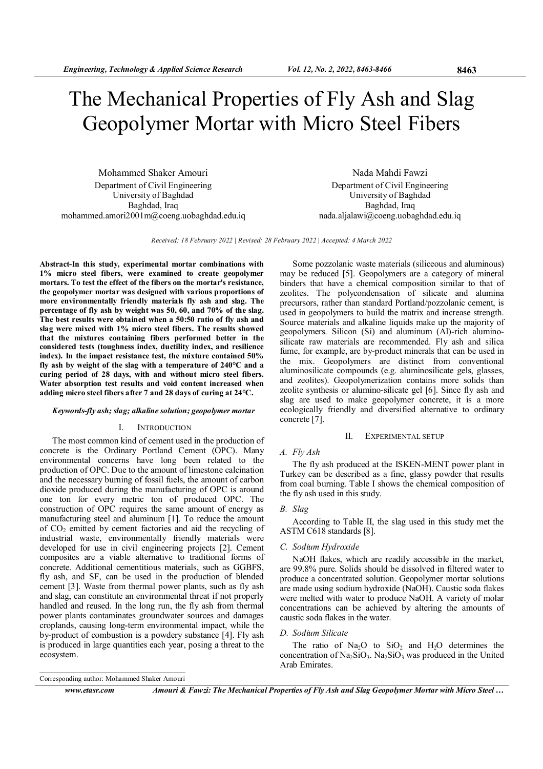# The Mechanical Properties of Fly Ash and Slag Geopolymer Mortar with Micro Steel Fibers

Mohammed Shaker Amouri
Department of Civil Engineering
University of Baghdad
Baghdad, Iraq
mohammed.amori2001m@coeng.uobaghdad.edu.iq

Nada Mahdi Fawzi
Department of Civil Engineering
University of Baghdad
Baghdad, Iraq
nada.aljalawi@coeng.uobaghdad.edu.iq

*Received: 18 February 2022 | Revised: 28 February 2022 | Accepted: 4 March 2022*

**Abstract-In this study, experimental mortar combinations with 1% micro steel fibers, were examined to create geopolymer mortars. To test the effect of the fibers on the mortar's resistance, the geopolymer mortar was designed with various proportions of more environmentally friendly materials fly ash and slag. The percentage of fly ash by weight was 50, 60, and 70% of the slag. The best results were obtained when a 50:50 ratio of fly ash and slag were mixed with 1% micro steel fibers. The results showed that the mixtures containing fibers performed better in the considered tests (toughness index, ductility index, and resilience index). In the impact resistance test, the mixture contained 50% fly ash by weight of the slag with a temperature of 240°C and a curing period of 28 days, with and without micro steel fibers. Water absorption test results and void content increased when adding micro steel fibers after 7 and 28 days of curing at 24°C.**

***Keywords-fly ash; slag; alkaline solution; geopolymer mortar***

## I. Introduction

The most common kind of cement used in the production of concrete is the Ordinary Portland Cement (OPC). Many environmental concerns have long been related to the production of OPC. Due to the amount of limestone calcination and the necessary burning of fossil fuels, the amount of carbon dioxide produced during the manufacturing of OPC is around one ton for every metric ton of produced OPC. The construction of OPC requires the same amount of energy as manufacturing steel and aluminum [1]. To reduce the amount of $CO_2$ emitted by cement factories and aid the recycling of industrial waste, environmentally friendly materials were developed for use in civil engineering projects [2]. Cement composites are a viable alternative to traditional forms of concrete. Additional cementitious materials, such as GGBFS, fly ash, and SF, can be used in the production of blended cement [3]. Waste from thermal power plants, such as fly ash and slag, can constitute an environmental threat if not properly handled and reused. In the long run, the fly ash from thermal power plants contaminates groundwater sources and damages croplands, causing long-term environmental impact, while the by-product of combustion is a powdery substance [4]. Fly ash is produced in large quantities each year, posing a threat to the ecosystem.

Some pozzolanic waste materials (siliceous and aluminous) may be reduced [5]. Geopolymers are a category of mineral binders that have a chemical composition similar to that of zeolites. The polycondensation of silicate and alumina precursors, rather than standard Portland/pozzolanic cement, is used in geopolymers to build the matrix and increase strength. Source materials and alkaline liquids make up the majority of geopolymers. Silicon (Si) and aluminum (Al)-rich alumino-silicate raw materials are recommended. Fly ash and silica fume, for example, are by-product minerals that can be used in the mix. Geopolymers are distinct from conventional aluminosilicate compounds (e.g. aluminosilicate gels, glasses, and zeolites). Geopolymerization contains more solids than zeolite synthesis or alumino-silicate gel [6]. Since fly ash and slag are used to make geopolymer concrete, it is a more ecologically friendly and diversified alternative to ordinary concrete [7].

## II. Experimental Setup

### *A. Fly Ash*

The fly ash produced at the ISKEN-MENT power plant in Turkey can be described as a fine, glassy powder that results from coal burning. Table I shows the chemical composition of the fly ash used in this study.

### *B. Slag*

According to Table II, the slag used in this study met the ASTM C618 standards [8].

### *C. Sodium Hydroxide*

NaOH flakes, which are readily accessible in the market, are 99.8% pure. Solids should be dissolved in filtered water to produce a concentrated solution. Geopolymer mortar solutions are made using sodium hydroxide (NaOH). Caustic soda flakes were melted with water to produce NaOH. A variety of molar concentrations can be achieved by altering the amounts of caustic soda flakes in the water.

### *D. Sodium Silicate*

The ratio of $Na_2O$ to $SiO_2$ and $H_2O$ determines the concentration of $Na_2SiO_3$. $Na_2SiO_3$ was produced in the United Arab Emirates.

Corresponding author: Mohammed Shaker Amouri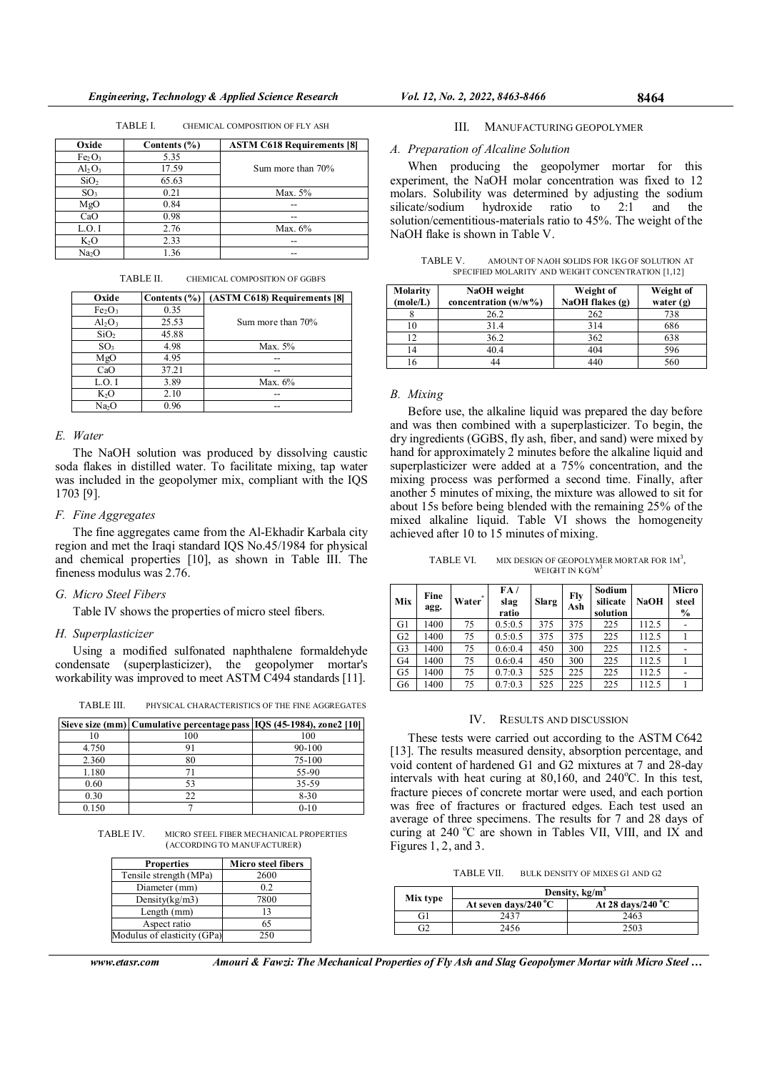TABLE I. CHEMICAL COMPOSITION OF FLY ASH

| Oxide | Contents (%) | ASTM C618 Requirements [8] |
|---|---|---|
| $Fe_2O_3$ | 5.35 | Sum more than 70% |
| $Al_2O_3$ | 17.59 | |
| $SiO_2$ | 65.63 | |
| $SO_3$ | 0.21 | Max. 5% |
| MgO | 0.84 | -- |
| CaO | 0.98 | -- |
| L.O. I | 2.76 | Max. 6% |
| $K_2O$ | 2.33 | -- |
| $Na_2O$ | 1.36 | -- |

TABLE II. CHEMICAL COMPOSITION OF GGBFS

| Oxide | Contents (%) | (ASTM C618) Requirements [8] |
|---|---|---|
| $Fe_2O_3$ | 0.35 | Sum more than 70% |
| $Al_2O_3$ | 25.53 | |
| $SiO_2$ | 45.88 | |
| $SO_3$ | 4.98 | Max. 5% |
| MgO | 4.95 | -- |
| CaO | 37.21 | -- |
| L.O. I | 3.89 | Max. 6% |
| $K_2O$ | 2.10 | -- |
| $Na_2O$ | 0.96 | -- |

### E. Water

The NaOH solution was produced by dissolving caustic soda flakes in distilled water. To facilitate mixing, tap water was included in the geopolymer mix, compliant with the IQS 1703 [9].

### F. Fine Aggregates

The fine aggregates came from the Al-Ekhadir Karbala city region and met the Iraqi standard IQS No.45/1984 for physical and chemical properties [10], as shown in Table III. The fineness modulus was 2.76.

### G. Micro Steel Fibers

Table IV shows the properties of micro steel fibers.

### H. Superplasticizer

Using a modified sulfonated naphthalene formaldehyde condensate (superplasticizer), the geopolymer mortar's workability was improved to meet ASTM C494 standards [11].

TABLE III. PHYSICAL CHARACTERISTICS OF THE FINE AGGREGATES

| Sieve size (mm) | Cumulative percentage pass | IQS (45-1984), zone2 [10] |
|---|---|---|
| 10 | 100 | 100 |
| 4.750 | 91 | 90-100 |
| 2.360 | 80 | 75-100 |
| 1.180 | 71 | 55-90 |
| 0.60 | 53 | 35-59 |
| 0.30 | 22 | 8-30 |
| 0.150 | 7 | 0-10 |

TABLE IV. MICRO STEEL FIBER MECHANICAL PROPERTIES (ACCORDING TO MANUFACTURER)

| Properties | Micro steel fibers |
|---|---|
| Tensile strength (MPa) | 2600 |
| Diameter (mm) | 0.2 |
| Density(kg/m3) | 7800 |
| Length (mm) | 13 |
| Aspect ratio | 65 |
| Modulus of elasticity (GPa) | 250 |

## III. MANUFACTURING GEOPOLYMER

### A. Preparation of Alcaline Solution

When producing the geopolymer mortar for this experiment, the NaOH molar concentration was fixed to 12 molars. Solubility was determined by adjusting the sodium silicate/sodium hydroxide ratio to 2:1 and the solution/cementitious-materials ratio to 45%. The weight of the NaOH flake is shown in Table V.

TABLE V. AMOUNT OF NAOH SOLIDS FOR 1KG OF SOLUTION AT SPECIFIED MOLARITY AND WEIGHT CONCENTRATION [1,12]

| Molarity (mole/L) | NaOH weight concentration (w/w%) | Weight of NaOH flakes (g) | Weight of water (g) |
|---|---|---|---|
| 8 | 26.2 | 262 | 738 |
| 10 | 31.4 | 314 | 686 |
| 12 | 36.2 | 362 | 638 |
| 14 | 40.4 | 404 | 596 |
| 16 | 44 | 440 | 560 |

### B. Mixing

Before use, the alkaline liquid was prepared the day before and was then combined with a superplasticizer. To begin, the dry ingredients (GGBS, fly ash, fiber, and sand) were mixed by hand for approximately 2 minutes before the alkaline liquid and superplasticizer were added at a 75% concentration, and the mixing process was performed a second time. Finally, after another 5 minutes of mixing, the mixture was allowed to sit for about 15s before being blended with the remaining 25% of the mixed alkaline liquid. Table VI shows the homogeneity achieved after 10 to 15 minutes of mixing.

TABLE VI. MIX DESIGN OF GEOPOLYMER MORTAR FOR 1M$^3$, WEIGHT IN KG/M$^3$

| Mix | Fine agg. | Water* | FA / slag ratio | Slarg | Fly Ash | Sodium silicate solution | NaOH | Micro steel % |
|---|---|---|---|---|---|---|---|---|
| G1 | 1400 | 75 | 0.5:0.5 | 375 | 375 | 225 | 112.5 | - |
| G2 | 1400 | 75 | 0.5:0.5 | 375 | 375 | 225 | 112.5 | 1 |
| G3 | 1400 | 75 | 0.6:0.4 | 450 | 300 | 225 | 112.5 | - |
| G4 | 1400 | 75 | 0.6:0.4 | 450 | 300 | 225 | 112.5 | 1 |
| G5 | 1400 | 75 | 0.7:0.3 | 525 | 225 | 225 | 112.5 | - |
| G6 | 1400 | 75 | 0.7:0.3 | 525 | 225 | 225 | 112.5 | 1 |

## IV. RESULTS AND DISCUSSION

These tests were carried out according to the ASTM C642 [13]. The results measured density, absorption percentage, and void content of hardened G1 and G2 mixtures at 7 and 28-day intervals with heat curing at 80,160, and 240°C. In this test, fracture pieces of concrete mortar were used, and each portion was free of fractures or fractured edges. Each test used an average of three specimens. The results for 7 and 28 days of curing at 240 °C are shown in Tables VII, VIII, and IX and Figures 1, 2, and 3.

TABLE VII. BULK DENSITY OF MIXES G1 AND G2

| Mix type | Density, kg/m$^3$ | |
|---|---|---|
| | At seven days/240 °C | At 28 days/240 °C |
| G1 | 2437 | 2463 |
| G2 | 2456 | 2503 |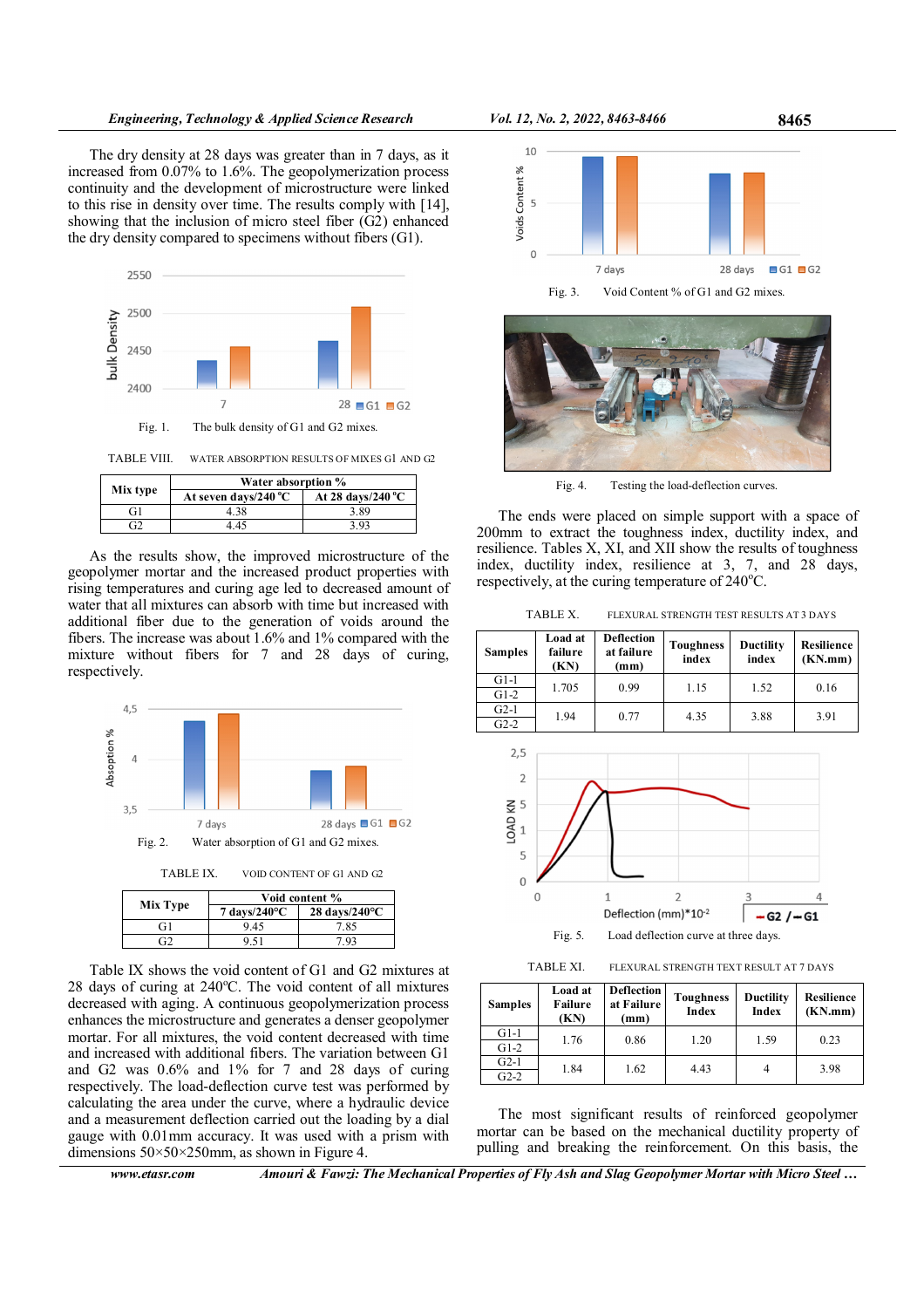The dry density at 28 days was greater than in 7 days, as it increased from 0.07% to 1.6%. The geopolymerization process continuity and the development of microstructure were linked to this rise in density over time. The results comply with [14], showing that the inclusion of micro steel fiber (G2) enhanced the dry density compared to specimens without fibers (G1).

Fig. 1. The bulk density of G1 and G2 mixes.

TABLE VIII. WATER ABSORPTION RESULTS OF MIXES G1 AND G2

| Mix type | Water absorption % | |
|---|---|---|
| | At seven days/240 °C | At 28 days/240 °C |
| G1 | 4.38 | 3.89 |
| G2 | 4.45 | 3.93 |

As the results show, the improved microstructure of the geopolymer mortar and the increased product properties with rising temperatures and curing age led to decreased amount of water that all mixtures can absorb with time but increased with additional fiber due to the generation of voids around the fibers. The increase was about 1.6% and 1% compared with the mixture without fibers for 7 and 28 days of curing, respectively.

Fig. 2. Water absorption of G1 and G2 mixes.

TABLE IX. VOID CONTENT OF G1 AND G2

| Mix Type | Void content % | |
|---|---|---|
| | 7 days/240°C | 28 days/240°C |
| G1 | 9.45 | 7.85 |
| G2 | 9.51 | 7.93 |

Table IX shows the void content of G1 and G2 mixtures at 28 days of curing at 240ºC. The void content of all mixtures decreased with aging. A continuous geopolymerization process enhances the microstructure and generates a denser geopolymer mortar. For all mixtures, the void content decreased with time and increased with additional fibers. The variation between G1 and G2 was 0.6% and 1% for 7 and 28 days of curing respectively. The load-deflection curve test was performed by calculating the area under the curve, where a hydraulic device and a measurement deflection carried out the loading by a dial gauge with 0.01mm accuracy. It was used with a prism with dimensions 50×50×250mm, as shown in Figure 4.

Fig. 3. Void Content % of G1 and G2 mixes.

Fig. 4. Testing the load-deflection curves.

The ends were placed on simple support with a space of 200mm to extract the toughness index, ductility index, and resilience. Tables X, XI, and XII show the results of toughness index, ductility index, resilience at 3, 7, and 28 days, respectively, at the curing temperature of 240ºC.

TABLE X. FLEXURAL STRENGTH TEST RESULTS AT 3 DAYS

| Samples | Load at failure (KN) | Deflection at failure (mm) | Toughness index | Ductility index | Resilience (KN.mm) |
|---|---|---|---|---|---|
| G1-1 | 1.705 | 0.99 | 1.15 | 1.52 | 0.16 |
| G1-2 | | | | | |
| G2-1 | 1.94 | 0.77 | 4.35 | 3.88 | 3.91 |
| G2-2 | | | | | |

Fig. 5. Load deflection curve at three days.

TABLE XI. FLEXURAL STRENGTH TEXT RESULT AT 7 DAYS

| Samples | Load at Failure (KN) | Deflection at Failure (mm) | Toughness Index | Ductility Index | Resilience (KN.mm) |
|---|---|---|---|---|---|
| G1-1 | 1.76 | 0.86 | 1.20 | 1.59 | 0.23 |
| G1-2 | | | | | |
| G2-1 | 1.84 | 1.62 | 4.43 | 4 | 3.98 |
| G2-2 | | | | | |

The most significant results of reinforced geopolymer mortar can be based on the mechanical ductility property of pulling and breaking the reinforcement. On this basis, the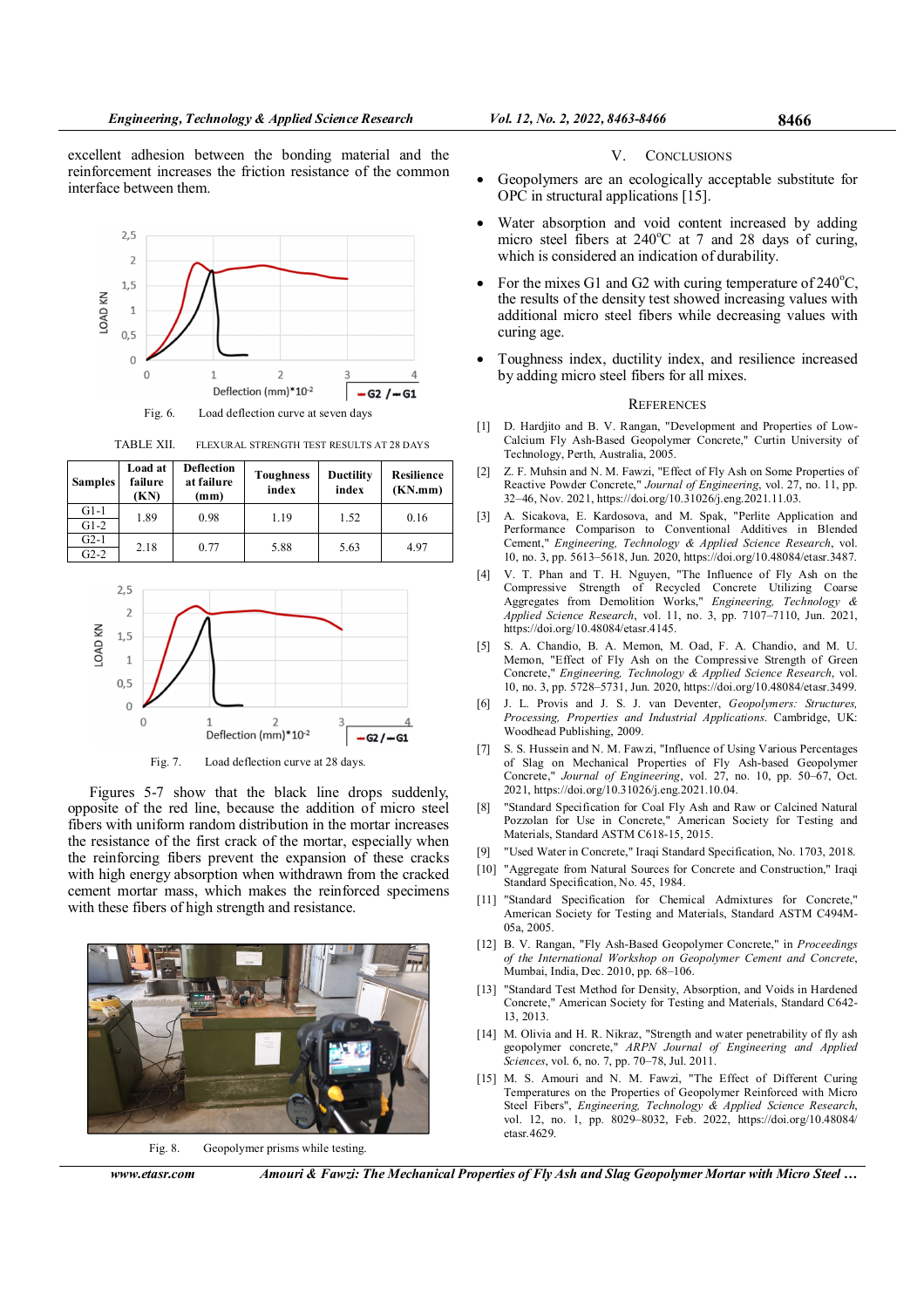excellent adhesion between the bonding material and the reinforcement increases the friction resistance of the common interface between them.

2,5
2
1,5
1
0,5
0
LOAD KN
0 1 2 3 4
Deflection (mm)*10-2
G2 / G1

Fig. 6. Load deflection curve at seven days

TABLE XII. FLEXURAL STRENGTH TEST RESULTS AT 28 DAYS

| Samples | Load at failure (KN) | Deflection at failure (mm) | Toughness index | Ductility index | Resilience (KN.mm) |
|---|---|---|---|---|---|
| G1-1 | 1.89 | 0.98 | 1.19 | 1.52 | 0.16 |
| G1-2 | | | | | |
| G2-1 | 2.18 | 0.77 | 5.88 | 5.63 | 4.97 |
| G2-2 | | | | | |

2,5
2
1,5
1
0,5
0
LOAD KN
0 1 2 3 4
Deflection (mm)*10-2
G2 / G1

Fig. 7. Load deflection curve at 28 days.

Figures 5-7 show that the black line drops suddenly, opposite of the red line, because the addition of micro steel fibers with uniform random distribution in the mortar increases the resistance of the first crack of the mortar, especially when the reinforcing fibers prevent the expansion of these cracks with high energy absorption when withdrawn from the cracked cement mortar mass, which makes the reinforced specimens with these fibers of high strength and resistance.

Fig. 8. Geopolymer prisms while testing.

## V. CONCLUSIONS

- Geopolymers are an ecologically acceptable substitute for OPC in structural applications [15].
- Water absorption and void content increased by adding micro steel fibers at 240°C at 7 and 28 days of curing, which is considered an indication of durability.
- For the mixes G1 and G2 with curing temperature of 240°C, the results of the density test showed increasing values with additional micro steel fibers while decreasing values with curing age.
- Toughness index, ductility index, and resilience increased by adding micro steel fibers for all mixes.

## REFERENCES

[1] D. Hardjito and B. V. Rangan, "Development and Properties of Low-Calcium Fly Ash-Based Geopolymer Concrete," Curtin University of Technology, Perth, Australia, 2005.

[2] Z. F. Muhsin and N. M. Fawzi, "Effect of Fly Ash on Some Properties of Reactive Powder Concrete," *Journal of Engineering*, vol. 27, no. 11, pp. 32–46, Nov. 2021, https://doi.org/10.31026/j.eng.2021.11.03.

[3] A. Sicakova, E. Kardosova, and M. Spak, "Perlite Application and Performance Comparison to Conventional Additives in Blended Cement," *Engineering, Technology & Applied Science Research*, vol. 10, no. 3, pp. 5613–5618, Jun. 2020, https://doi.org/10.48084/etasr.3487.

[4] V. T. Phan and T. H. Nguyen, "The Influence of Fly Ash on the Compressive Strength of Recycled Concrete Utilizing Coarse Aggregates from Demolition Works," *Engineering, Technology & Applied Science Research*, vol. 11, no. 3, pp. 7107–7110, Jun. 2021, https://doi.org/10.48084/etasr.4145.

[5] S. A. Chandio, B. A. Memon, M. Oad, F. A. Chandio, and M. U. Memon, "Effect of Fly Ash on the Compressive Strength of Green Concrete," *Engineering, Technology & Applied Science Research*, vol. 10, no. 3, pp. 5728–5731, Jun. 2020, https://doi.org/10.48084/etasr.3499.

[6] J. L. Provis and J. S. J. van Deventer, *Geopolymers: Structures, Processing, Properties and Industrial Applications*. Cambridge, UK: Woodhead Publishing, 2009.

[7] S. S. Hussein and N. M. Fawzi, "Influence of Using Various Percentages of Slag on Mechanical Properties of Fly Ash-based Geopolymer Concrete," *Journal of Engineering*, vol. 27, no. 10, pp. 50–67, Oct. 2021, https://doi.org/10.31026/j.eng.2021.10.04.

[8] "Standard Specification for Coal Fly Ash and Raw or Calcined Natural Pozzolan for Use in Concrete," American Society for Testing and Materials, Standard ASTM C618-15, 2015.

[9] "Used Water in Concrete," Iraqi Standard Specification, No. 1703, 2018.

[10] "Aggregate from Natural Sources for Concrete and Construction," Iraqi Standard Specification, No. 45, 1984.

[11] "Standard Specification for Chemical Admixtures for Concrete," American Society for Testing and Materials, Standard ASTM C494M-05a, 2005.

[12] B. V. Rangan, "Fly Ash-Based Geopolymer Concrete," in *Proceedings of the International Workshop on Geopolymer Cement and Concrete*, Mumbai, India, Dec. 2010, pp. 68–106.

[13] "Standard Test Method for Density, Absorption, and Voids in Hardened Concrete," American Society for Testing and Materials, Standard C642-13, 2013.

[14] M. Olivia and H. R. Nikraz, "Strength and water penetrability of fly ash geopolymer concrete," *ARPN Journal of Engineering and Applied Sciences*, vol. 6, no. 7, pp. 70–78, Jul. 2011.

[15] M. S. Amouri and N. M. Fawzi, "The Effect of Different Curing Temperatures on the Properties of Geopolymer Reinforced with Micro Steel Fibers", *Engineering, Technology & Applied Science Research*, vol. 12, no. 1, pp. 8029–8032, Feb. 2022, https://doi.org/10.48084/etasr.4629.